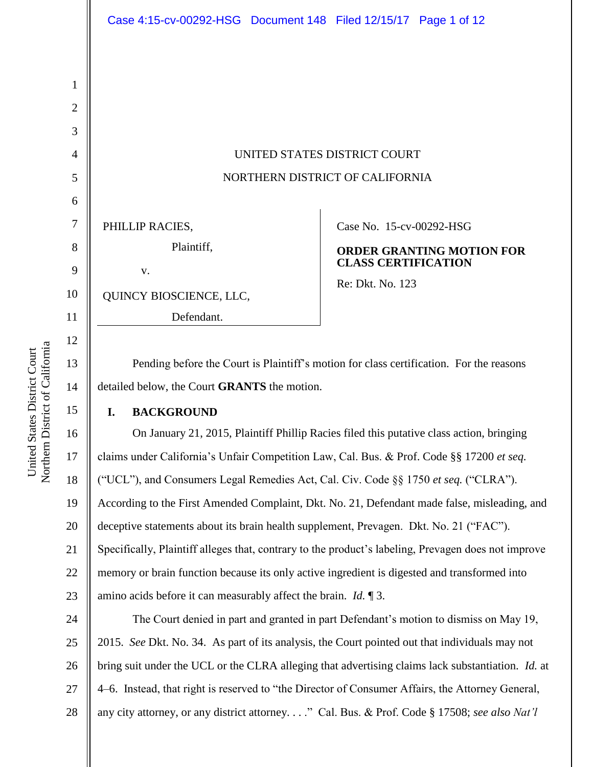UNITED STATES DISTRICT COURT

NORTHERN DISTRICT OF CALIFORNIA

PHILLIP RACIES,

Plaintiff,

v.

QUINCY BIOSCIENCE, LLC,

Defendant.

Case No. 15-cv-00292-HSG

**ORDER GRANTING MOTION FOR CLASS CERTIFICATION**

Re: Dkt. No. 123

Pending before the Court is Plaintiff's motion for class certification. For the reasons detailed below, the Court **GRANTS** the motion.

## I. BACKGROUND

On January 21, 2015, Plaintiff Phillip Racies filed this putative class action, bringing claims under California's Unfair Competition Law, Cal. Bus. & Prof. Code §§ 17200 *et seq.* ("UCL"), and Consumers Legal Remedies Act, Cal. Civ. Code §§ 1750 *et seq.* ("CLRA"). According to the First Amended Complaint, Dkt. No. 21, Defendant made false, misleading, and deceptive statements about its brain health supplement, Prevagen. Dkt. No. 21 ("FAC"). Specifically, Plaintiff alleges that, contrary to the product's labeling, Prevagen does not improve memory or brain function because its only active ingredient is digested and transformed into amino acids before it can measurably affect the brain. *Id.* ¶ 3.

The Court denied in part and granted in part Defendant's motion to dismiss on May 19, 2015. *See* Dkt. No. 34. As part of its analysis, the Court pointed out that individuals may not bring suit under the UCL or the CLRA alleging that advertising claims lack substantiation. *Id.* at 4–6. Instead, that right is reserved to "the Director of Consumer Affairs, the Attorney General, any city attorney, or any district attorney. . . ." Cal. Bus. & Prof. Code § 17508; *see also Nat'l*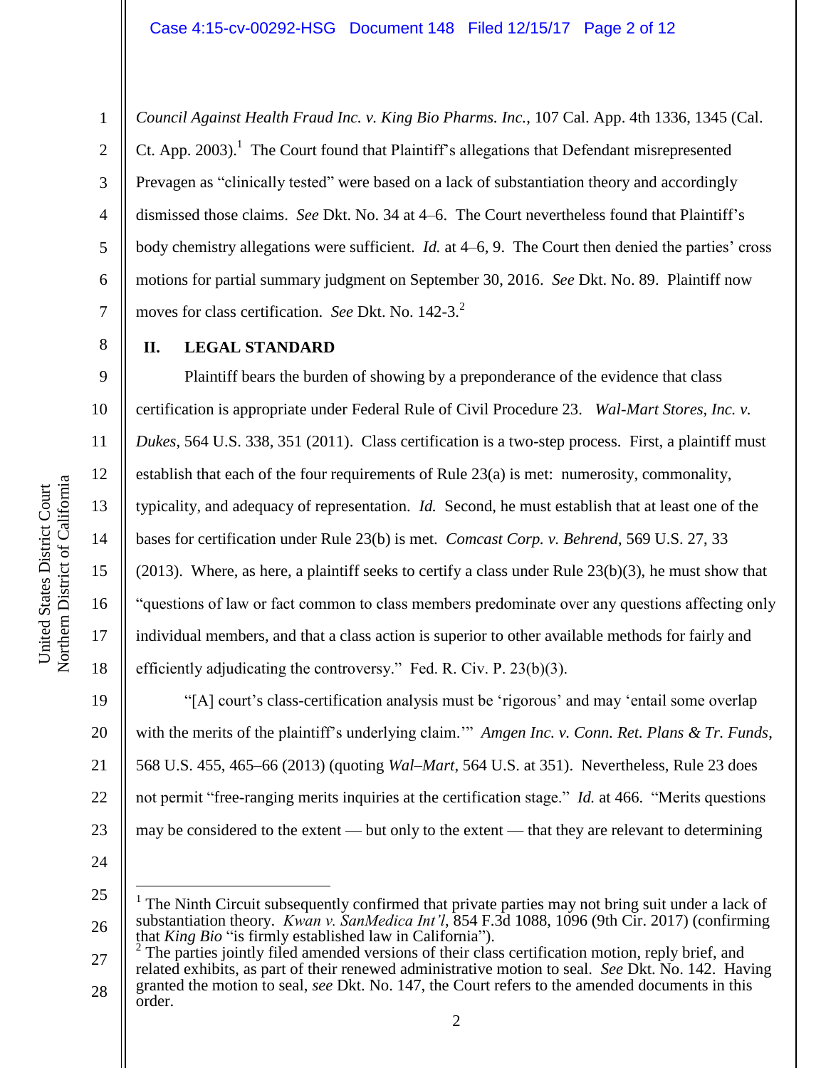*Council Against Health Fraud Inc. v. King Bio Pharms. Inc.*, 107 Cal. App. 4th 1336, 1345 (Cal. Ct. App. 2003).[1] The Court found that Plaintiff's allegations that Defendant misrepresented Prevagen as "clinically tested" were based on a lack of substantiation theory and accordingly dismissed those claims. *See* Dkt. No. 34 at 4–6. The Court nevertheless found that Plaintiff's body chemistry allegations were sufficient. *Id.* at 4–6, 9. The Court then denied the parties' cross motions for partial summary judgment on September 30, 2016. *See* Dkt. No. 89. Plaintiff now moves for class certification. *See* Dkt. No. 142-3.[2]

## II. LEGAL STANDARD

Plaintiff bears the burden of showing by a preponderance of the evidence that class certification is appropriate under Federal Rule of Civil Procedure 23. *Wal-Mart Stores, Inc. v. Dukes*, 564 U.S. 338, 351 (2011). Class certification is a two-step process. First, a plaintiff must establish that each of the four requirements of Rule 23(a) is met: numerosity, commonality, typicality, and adequacy of representation. *Id.* Second, he must establish that at least one of the bases for certification under Rule 23(b) is met. *Comcast Corp. v. Behrend*, 569 U.S. 27, 33 (2013). Where, as here, a plaintiff seeks to certify a class under Rule 23(b)(3), he must show that "questions of law or fact common to class members predominate over any questions affecting only individual members, and that a class action is superior to other available methods for fairly and efficiently adjudicating the controversy." Fed. R. Civ. P. 23(b)(3).

"[A] court's class-certification analysis must be 'rigorous' and may 'entail some overlap with the merits of the plaintiff's underlying claim.'" *Amgen Inc. v. Conn. Ret. Plans & Tr. Funds*, 568 U.S. 455, 465–66 (2013) (quoting *Wal–Mart*, 564 U.S. at 351). Nevertheless, Rule 23 does not permit "free-ranging merits inquiries at the certification stage." *Id.* at 466. "Merits questions may be considered to the extent — but only to the extent — that they are relevant to determining

---

[1] The Ninth Circuit subsequently confirmed that private parties may not bring suit under a lack of substantiation theory. *Kwan v. SanMedica Int'l*, 854 F.3d 1088, 1096 (9th Cir. 2017) (confirming that *King Bio* "is firmly established law in California").

[2] The parties jointly filed amended versions of their class certification motion, reply brief, and related exhibits, as part of their renewed administrative motion to seal. *See* Dkt. No. 142. Having granted the motion to seal, *see* Dkt. No. 147, the Court refers to the amended documents in this order.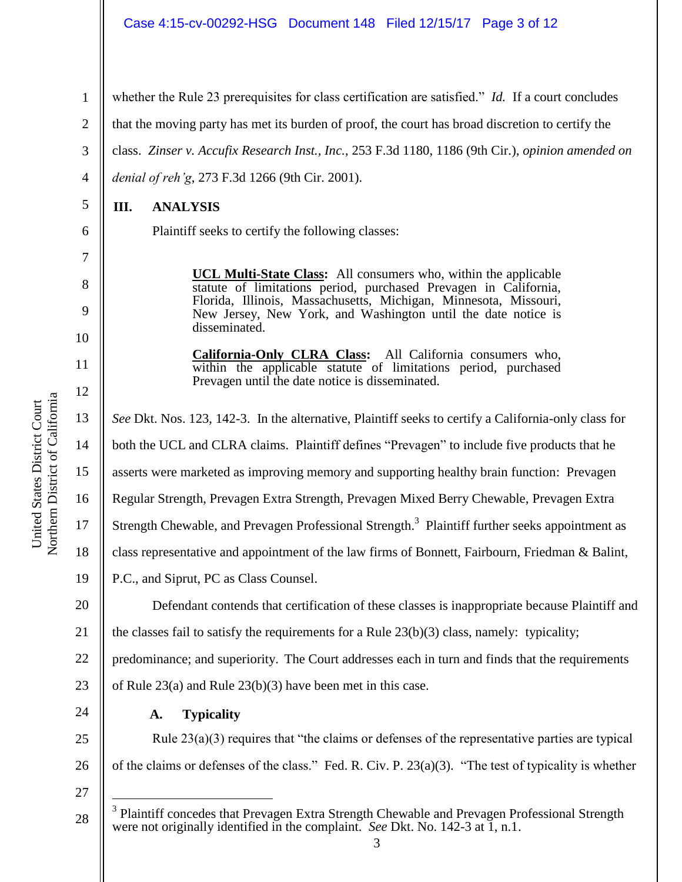whether the Rule 23 prerequisites for class certification are satisfied." *Id.* If a court concludes that the moving party has met its burden of proof, the court has broad discretion to certify the class. *Zinser v. Accufix Research Inst., Inc.*, 253 F.3d 1180, 1186 (9th Cir.), *opinion amended on denial of reh'g*, 273 F.3d 1266 (9th Cir. 2001).

## III. ANALYSIS

Plaintiff seeks to certify the following classes:

> **UCL Multi-State Class:** All consumers who, within the applicable statute of limitations period, purchased Prevagen in California, Florida, Illinois, Massachusetts, Michigan, Minnesota, Missouri, New Jersey, New York, and Washington until the date notice is disseminated.
>
> **California-Only CLRA Class:** All California consumers who, within the applicable statute of limitations period, purchased Prevagen until the date notice is disseminated.

*See* Dkt. Nos. 123, 142-3. In the alternative, Plaintiff seeks to certify a California-only class for both the UCL and CLRA claims. Plaintiff defines "Prevagen" to include five products that he asserts were marketed as improving memory and supporting healthy brain function: Prevagen Regular Strength, Prevagen Extra Strength, Prevagen Mixed Berry Chewable, Prevagen Extra Strength Chewable, and Prevagen Professional Strength.[3] Plaintiff further seeks appointment as class representative and appointment of the law firms of Bonnett, Fairbourn, Friedman & Balint, P.C., and Siprut, PC as Class Counsel.

Defendant contends that certification of these classes is inappropriate because Plaintiff and the classes fail to satisfy the requirements for a Rule 23(b)(3) class, namely: typicality; predominance; and superiority. The Court addresses each in turn and finds that the requirements of Rule 23(a) and Rule 23(b)(3) have been met in this case.

### A. Typicality

Rule 23(a)(3) requires that "the claims or defenses of the representative parties are typical of the claims or defenses of the class." Fed. R. Civ. P. 23(a)(3). "The test of typicality is whether

---

[3] Plaintiff concedes that Prevagen Extra Strength Chewable and Prevagen Professional Strength were not originally identified in the complaint. *See* Dkt. No. 142-3 at 1, n.1.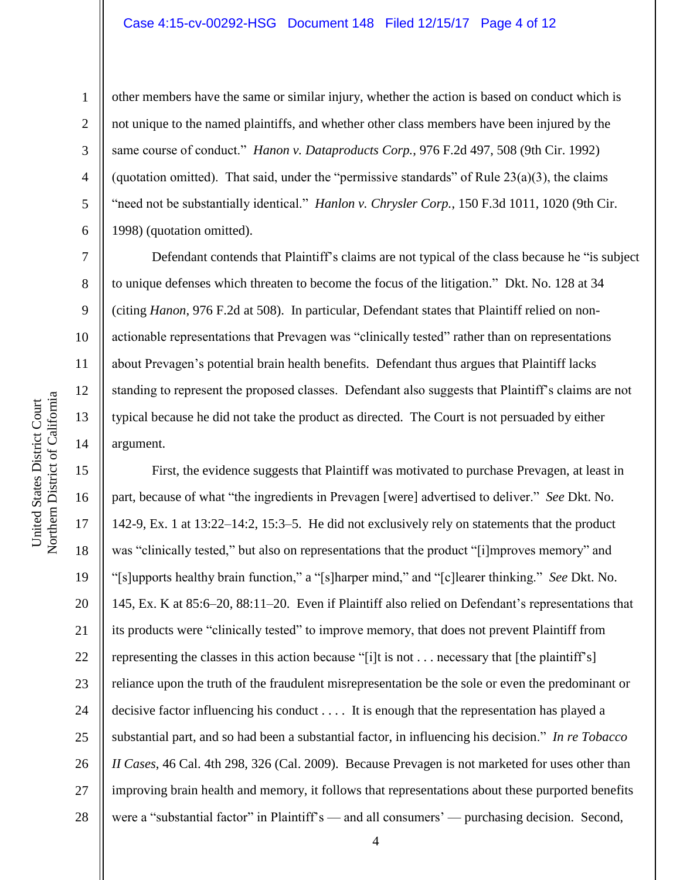other members have the same or similar injury, whether the action is based on conduct which is not unique to the named plaintiffs, and whether other class members have been injured by the same course of conduct." *Hanon v. Dataproducts Corp.*, 976 F.2d 497, 508 (9th Cir. 1992) (quotation omitted). That said, under the "permissive standards" of Rule 23(a)(3), the claims "need not be substantially identical." *Hanlon v. Chrysler Corp.*, 150 F.3d 1011, 1020 (9th Cir. 1998) (quotation omitted).

Defendant contends that Plaintiff's claims are not typical of the class because he "is subject to unique defenses which threaten to become the focus of the litigation." Dkt. No. 128 at 34 (citing *Hanon*, 976 F.2d at 508). In particular, Defendant states that Plaintiff relied on non-actionable representations that Prevagen was "clinically tested" rather than on representations about Prevagen's potential brain health benefits. Defendant thus argues that Plaintiff lacks standing to represent the proposed classes. Defendant also suggests that Plaintiff's claims are not typical because he did not take the product as directed. The Court is not persuaded by either argument.

First, the evidence suggests that Plaintiff was motivated to purchase Prevagen, at least in part, because of what "the ingredients in Prevagen [were] advertised to deliver." *See* Dkt. No. 142-9, Ex. 1 at 13:22–14:2, 15:3–5. He did not exclusively rely on statements that the product was "clinically tested," but also on representations that the product "[i]mproves memory" and "[s]upports healthy brain function," a "[s]harper mind," and "[c]learer thinking." *See* Dkt. No. 145, Ex. K at 85:6–20, 88:11–20. Even if Plaintiff also relied on Defendant's representations that its products were "clinically tested" to improve memory, that does not prevent Plaintiff from representing the classes in this action because "[i]t is not . . . necessary that [the plaintiff's] reliance upon the truth of the fraudulent misrepresentation be the sole or even the predominant or decisive factor influencing his conduct . . . . It is enough that the representation has played a substantial part, and so had been a substantial factor, in influencing his decision." *In re Tobacco II Cases*, 46 Cal. 4th 298, 326 (Cal. 2009). Because Prevagen is not marketed for uses other than improving brain health and memory, it follows that representations about these purported benefits were a "substantial factor" in Plaintiff's — and all consumers' — purchasing decision. Second,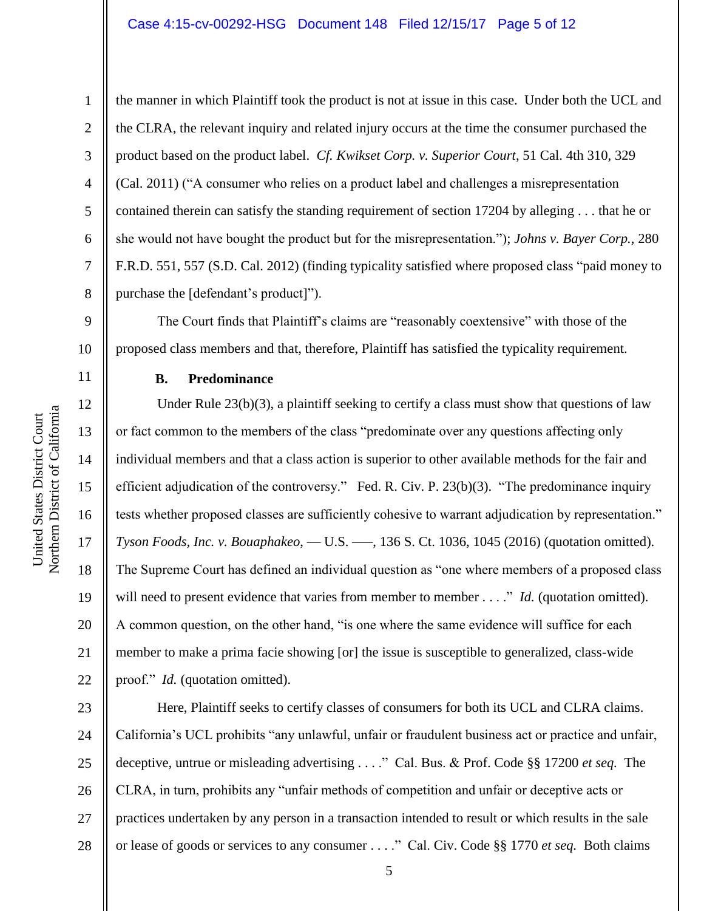the manner in which Plaintiff took the product is not at issue in this case. Under both the UCL and the CLRA, the relevant inquiry and related injury occurs at the time the consumer purchased the product based on the product label. *Cf. Kwikset Corp. v. Superior Court*, 51 Cal. 4th 310, 329 (Cal. 2011) ("A consumer who relies on a product label and challenges a misrepresentation contained therein can satisfy the standing requirement of section 17204 by alleging . . . that he or she would not have bought the product but for the misrepresentation."); *Johns v. Bayer Corp.*, 280 F.R.D. 551, 557 (S.D. Cal. 2012) (finding typicality satisfied where proposed class "paid money to purchase the [defendant's product]").

The Court finds that Plaintiff's claims are "reasonably coextensive" with those of the proposed class members and that, therefore, Plaintiff has satisfied the typicality requirement.

**B. Predominance**

Under Rule 23(b)(3), a plaintiff seeking to certify a class must show that questions of law or fact common to the members of the class "predominate over any questions affecting only individual members and that a class action is superior to other available methods for the fair and efficient adjudication of the controversy." Fed. R. Civ. P. 23(b)(3). "The predominance inquiry tests whether proposed classes are sufficiently cohesive to warrant adjudication by representation." *Tyson Foods, Inc. v. Bouaphakeo*, — U.S. —–, 136 S. Ct. 1036, 1045 (2016) (quotation omitted). The Supreme Court has defined an individual question as "one where members of a proposed class will need to present evidence that varies from member to member . . . ." *Id.* (quotation omitted). A common question, on the other hand, "is one where the same evidence will suffice for each member to make a prima facie showing [or] the issue is susceptible to generalized, class-wide proof." *Id.* (quotation omitted).

Here, Plaintiff seeks to certify classes of consumers for both its UCL and CLRA claims. California's UCL prohibits "any unlawful, unfair or fraudulent business act or practice and unfair, deceptive, untrue or misleading advertising . . . ." Cal. Bus. & Prof. Code §§ 17200 *et seq.* The CLRA, in turn, prohibits any "unfair methods of competition and unfair or deceptive acts or practices undertaken by any person in a transaction intended to result or which results in the sale or lease of goods or services to any consumer . . . ." Cal. Civ. Code §§ 1770 *et seq.* Both claims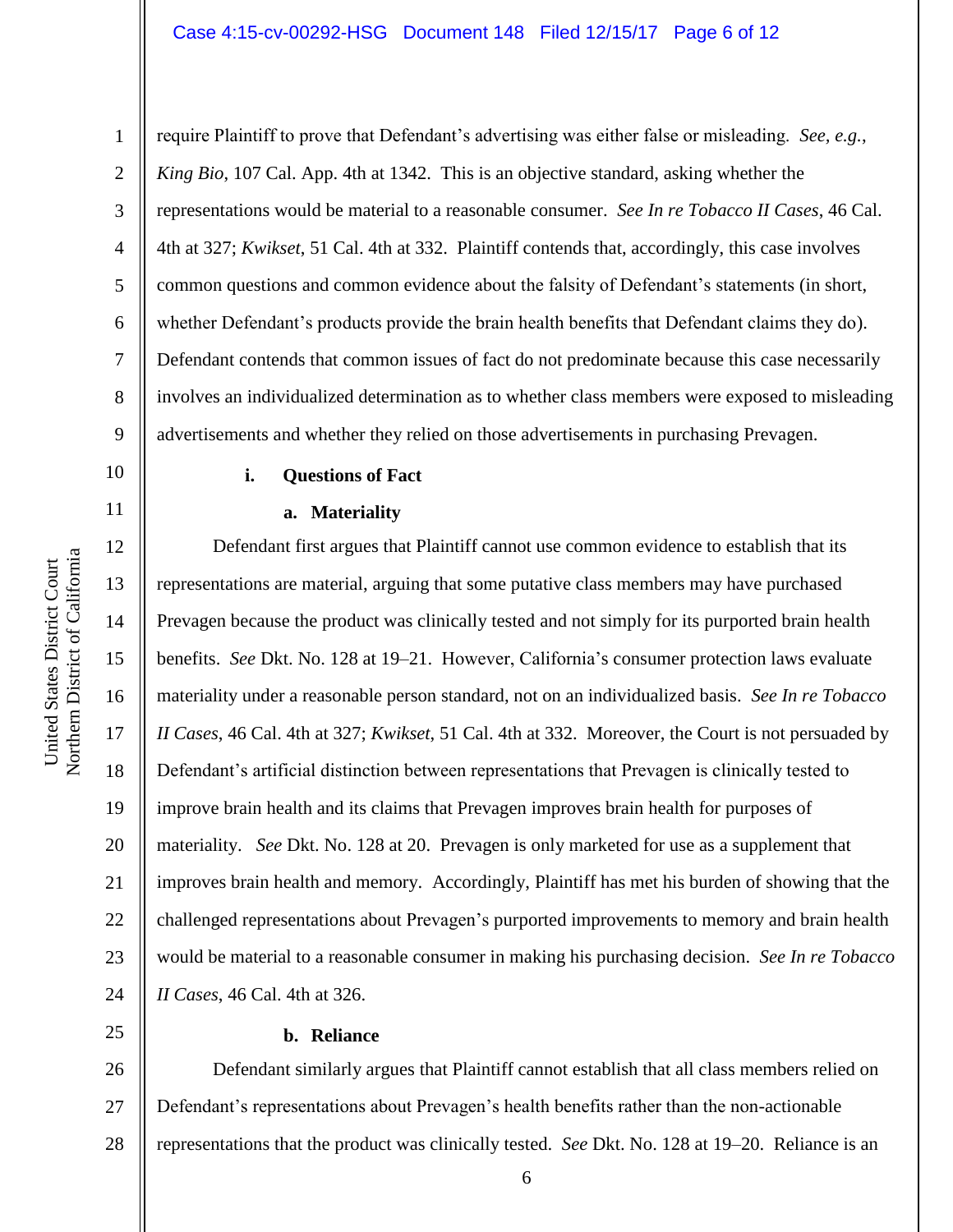require Plaintiff to prove that Defendant's advertising was either false or misleading. *See, e.g.*, *King Bio*, 107 Cal. App. 4th at 1342. This is an objective standard, asking whether the representations would be material to a reasonable consumer. *See In re Tobacco II Cases*, 46 Cal. 4th at 327; *Kwikset*, 51 Cal. 4th at 332. Plaintiff contends that, accordingly, this case involves common questions and common evidence about the falsity of Defendant's statements (in short, whether Defendant's products provide the brain health benefits that Defendant claims they do). Defendant contends that common issues of fact do not predominate because this case necessarily involves an individualized determination as to whether class members were exposed to misleading advertisements and whether they relied on those advertisements in purchasing Prevagen.

**i. Questions of Fact**

**a. Materiality**

Defendant first argues that Plaintiff cannot use common evidence to establish that its representations are material, arguing that some putative class members may have purchased Prevagen because the product was clinically tested and not simply for its purported brain health benefits. *See* Dkt. No. 128 at 19–21. However, California's consumer protection laws evaluate materiality under a reasonable person standard, not on an individualized basis. *See In re Tobacco II Cases*, 46 Cal. 4th at 327; *Kwikset*, 51 Cal. 4th at 332. Moreover, the Court is not persuaded by Defendant's artificial distinction between representations that Prevagen is clinically tested to improve brain health and its claims that Prevagen improves brain health for purposes of materiality. *See* Dkt. No. 128 at 20. Prevagen is only marketed for use as a supplement that improves brain health and memory. Accordingly, Plaintiff has met his burden of showing that the challenged representations about Prevagen's purported improvements to memory and brain health would be material to a reasonable consumer in making his purchasing decision. *See In re Tobacco II Cases*, 46 Cal. 4th at 326.

**b. Reliance**

Defendant similarly argues that Plaintiff cannot establish that all class members relied on Defendant's representations about Prevagen's health benefits rather than the non-actionable representations that the product was clinically tested. *See* Dkt. No. 128 at 19–20. Reliance is an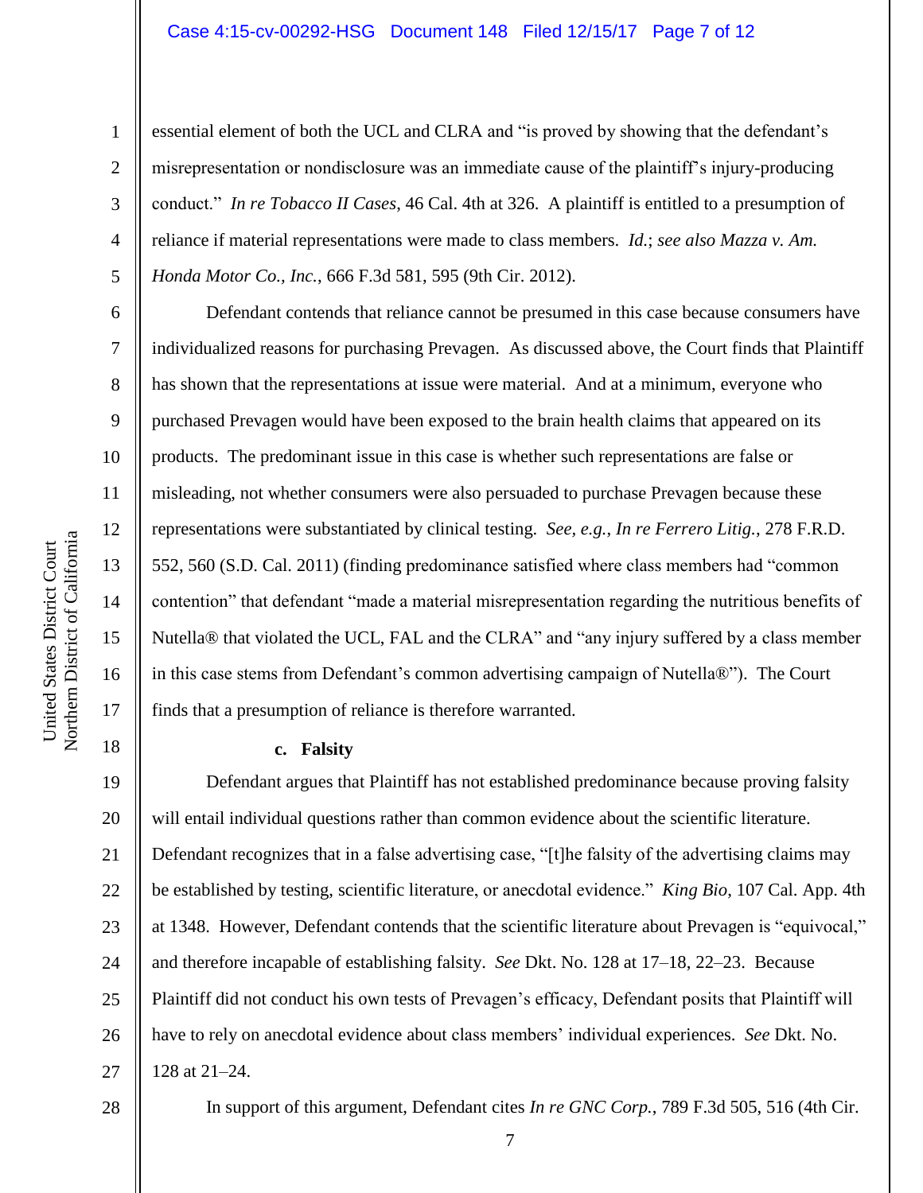essential element of both the UCL and CLRA and "is proved by showing that the defendant's misrepresentation or nondisclosure was an immediate cause of the plaintiff's injury-producing conduct." *In re Tobacco II Cases*, 46 Cal. 4th at 326. A plaintiff is entitled to a presumption of reliance if material representations were made to class members. *Id.*; *see also Mazza v. Am. Honda Motor Co., Inc.*, 666 F.3d 581, 595 (9th Cir. 2012).

Defendant contends that reliance cannot be presumed in this case because consumers have individualized reasons for purchasing Prevagen. As discussed above, the Court finds that Plaintiff has shown that the representations at issue were material. And at a minimum, everyone who purchased Prevagen would have been exposed to the brain health claims that appeared on its products. The predominant issue in this case is whether such representations are false or misleading, not whether consumers were also persuaded to purchase Prevagen because these representations were substantiated by clinical testing. *See, e.g., In re Ferrero Litig.*, 278 F.R.D. 552, 560 (S.D. Cal. 2011) (finding predominance satisfied where class members had "common contention" that defendant "made a material misrepresentation regarding the nutritious benefits of Nutella® that violated the UCL, FAL and the CLRA" and "any injury suffered by a class member in this case stems from Defendant's common advertising campaign of Nutella®"). The Court finds that a presumption of reliance is therefore warranted.

**c. Falsity**

Defendant argues that Plaintiff has not established predominance because proving falsity will entail individual questions rather than common evidence about the scientific literature. Defendant recognizes that in a false advertising case, "[t]he falsity of the advertising claims may be established by testing, scientific literature, or anecdotal evidence." *King Bio*, 107 Cal. App. 4th at 1348. However, Defendant contends that the scientific literature about Prevagen is "equivocal," and therefore incapable of establishing falsity. *See* Dkt. No. 128 at 17–18, 22–23. Because Plaintiff did not conduct his own tests of Prevagen's efficacy, Defendant posits that Plaintiff will have to rely on anecdotal evidence about class members' individual experiences. *See* Dkt. No. 128 at 21–24.

In support of this argument, Defendant cites *In re GNC Corp.*, 789 F.3d 505, 516 (4th Cir.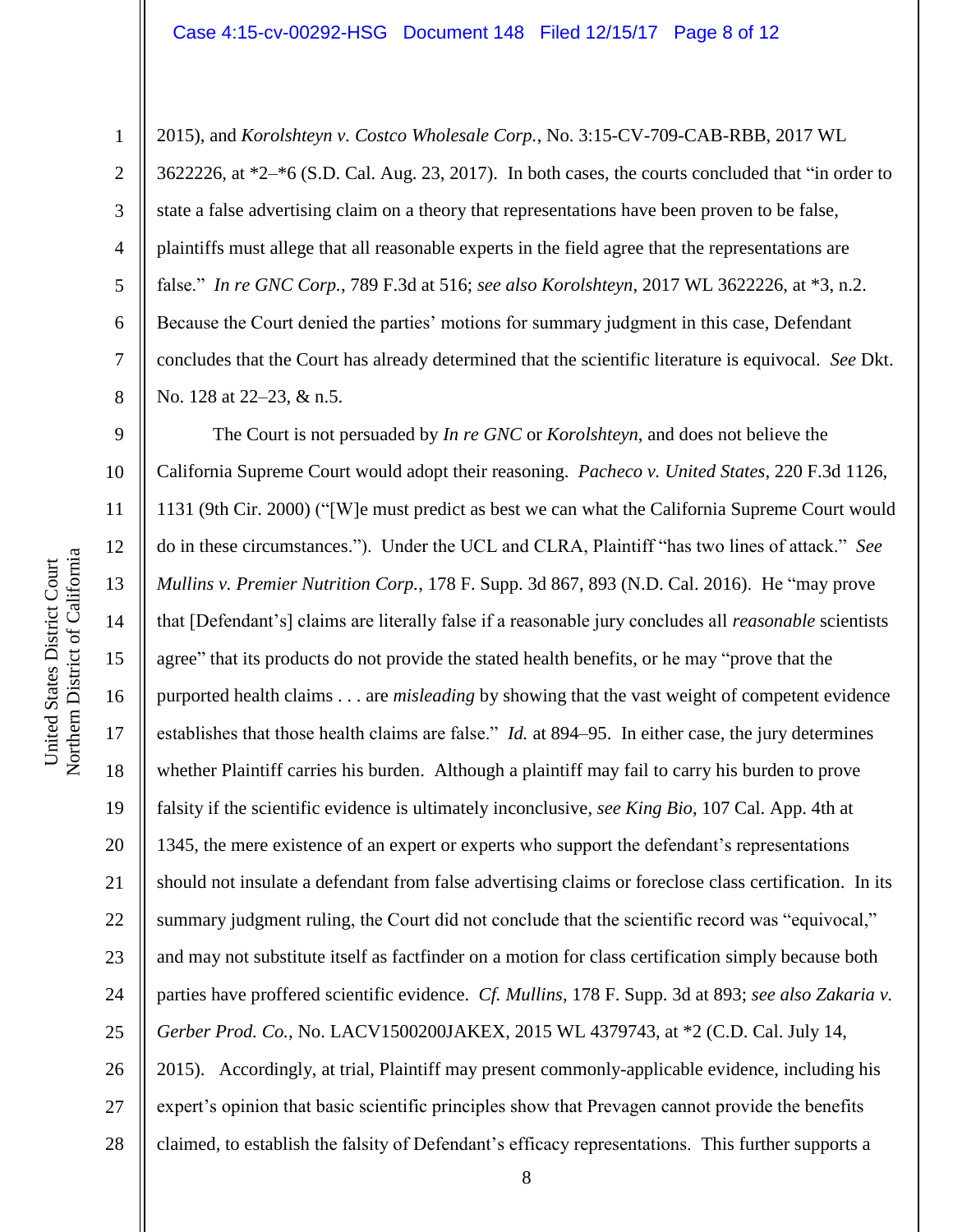2015), and *Korolshteyn v. Costco Wholesale Corp.*, No. 3:15-CV-709-CAB-RBB, 2017 WL 3622226, at *2–*6 (S.D. Cal. Aug. 23, 2017). In both cases, the courts concluded that "in order to state a false advertising claim on a theory that representations have been proven to be false, plaintiffs must allege that all reasonable experts in the field agree that the representations are false." *In re GNC Corp.*, 789 F.3d at 516; *see also Korolshteyn*, 2017 WL 3622226, at *3, n.2. Because the Court denied the parties' motions for summary judgment in this case, Defendant concludes that the Court has already determined that the scientific literature is equivocal. *See* Dkt. No. 128 at 22–23, & n.5.

The Court is not persuaded by *In re GNC* or *Korolshteyn*, and does not believe the California Supreme Court would adopt their reasoning. *Pacheco v. United States*, 220 F.3d 1126, 1131 (9th Cir. 2000) ("[W]e must predict as best we can what the California Supreme Court would do in these circumstances."). Under the UCL and CLRA, Plaintiff "has two lines of attack." *See Mullins v. Premier Nutrition Corp.*, 178 F. Supp. 3d 867, 893 (N.D. Cal. 2016). He "may prove that [Defendant's] claims are literally false if a reasonable jury concludes all *reasonable* scientists agree" that its products do not provide the stated health benefits, or he may "prove that the purported health claims . . . are *misleading* by showing that the vast weight of competent evidence establishes that those health claims are false." *Id.* at 894–95. In either case, the jury determines whether Plaintiff carries his burden. Although a plaintiff may fail to carry his burden to prove falsity if the scientific evidence is ultimately inconclusive, *see King Bio*, 107 Cal. App. 4th at 1345, the mere existence of an expert or experts who support the defendant's representations should not insulate a defendant from false advertising claims or foreclose class certification. In its summary judgment ruling, the Court did not conclude that the scientific record was "equivocal," and may not substitute itself as factfinder on a motion for class certification simply because both parties have proffered scientific evidence. *Cf. Mullins*, 178 F. Supp. 3d at 893; *see also Zakaria v. Gerber Prod. Co.*, No. LACV1500200JAKEX, 2015 WL 4379743, at *2 (C.D. Cal. July 14, 2015). Accordingly, at trial, Plaintiff may present commonly-applicable evidence, including his expert's opinion that basic scientific principles show that Prevagen cannot provide the benefits claimed, to establish the falsity of Defendant's efficacy representations. This further supports a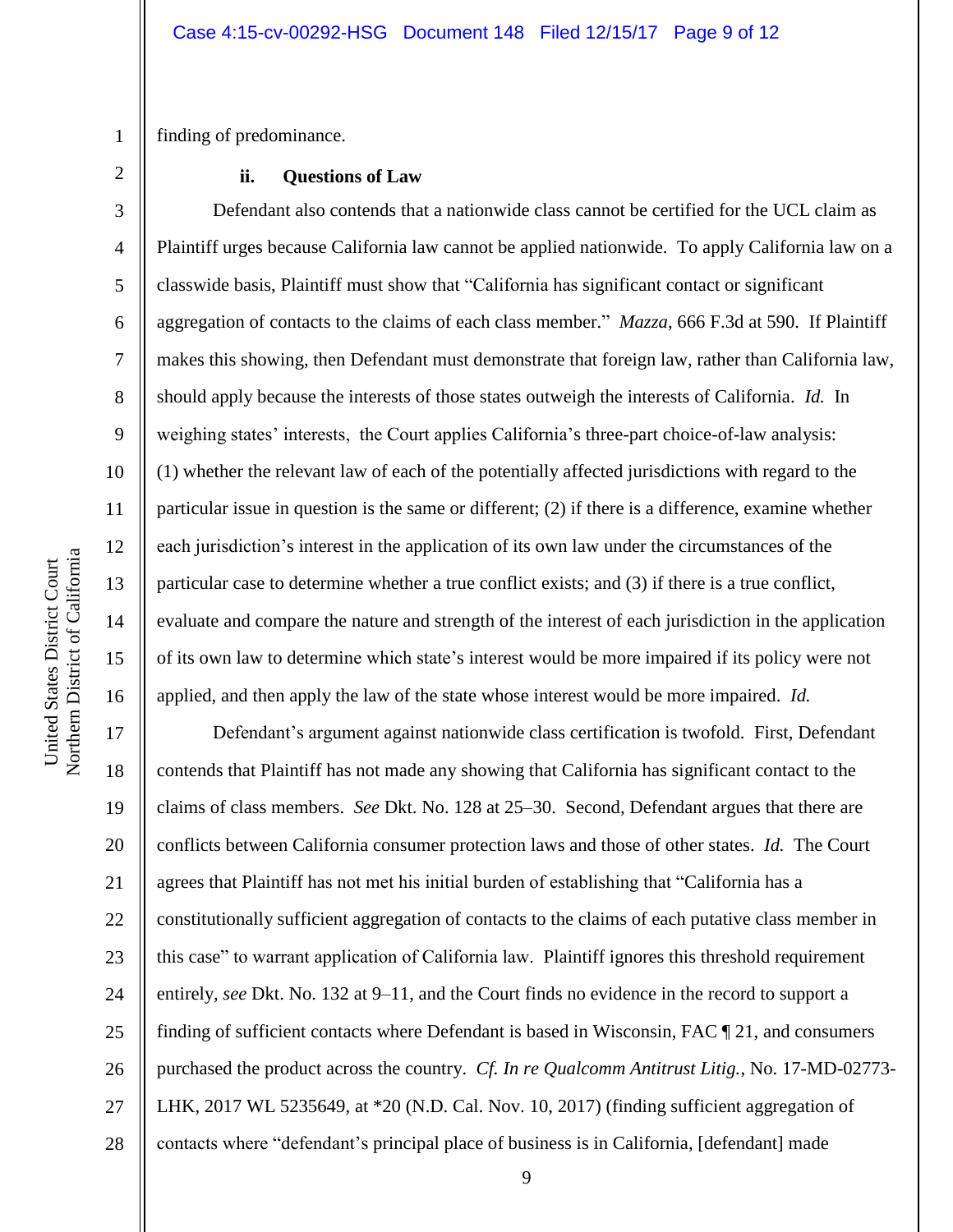finding of predominance.

**ii. Questions of Law**

Defendant also contends that a nationwide class cannot be certified for the UCL claim as Plaintiff urges because California law cannot be applied nationwide. To apply California law on a classwide basis, Plaintiff must show that "California has significant contact or significant aggregation of contacts to the claims of each class member." *Mazza*, 666 F.3d at 590. If Plaintiff makes this showing, then Defendant must demonstrate that foreign law, rather than California law, should apply because the interests of those states outweigh the interests of California. *Id.* In weighing states' interests, the Court applies California's three-part choice-of-law analysis: (1) whether the relevant law of each of the potentially affected jurisdictions with regard to the particular issue in question is the same or different; (2) if there is a difference, examine whether each jurisdiction's interest in the application of its own law under the circumstances of the particular case to determine whether a true conflict exists; and (3) if there is a true conflict, evaluate and compare the nature and strength of the interest of each jurisdiction in the application of its own law to determine which state's interest would be more impaired if its policy were not applied, and then apply the law of the state whose interest would be more impaired. *Id.*

Defendant's argument against nationwide class certification is twofold. First, Defendant contends that Plaintiff has not made any showing that California has significant contact to the claims of class members. *See* Dkt. No. 128 at 25–30. Second, Defendant argues that there are conflicts between California consumer protection laws and those of other states. *Id.* The Court agrees that Plaintiff has not met his initial burden of establishing that "California has a constitutionally sufficient aggregation of contacts to the claims of each putative class member in this case" to warrant application of California law. Plaintiff ignores this threshold requirement entirely, *see* Dkt. No. 132 at 9–11, and the Court finds no evidence in the record to support a finding of sufficient contacts where Defendant is based in Wisconsin, FAC ¶ 21, and consumers purchased the product across the country. *Cf. In re Qualcomm Antitrust Litig.*, No. 17-MD-02773-LHK, 2017 WL 5235649, at *20 (N.D. Cal. Nov. 10, 2017) (finding sufficient aggregation of contacts where "defendant's principal place of business is in California, [defendant] made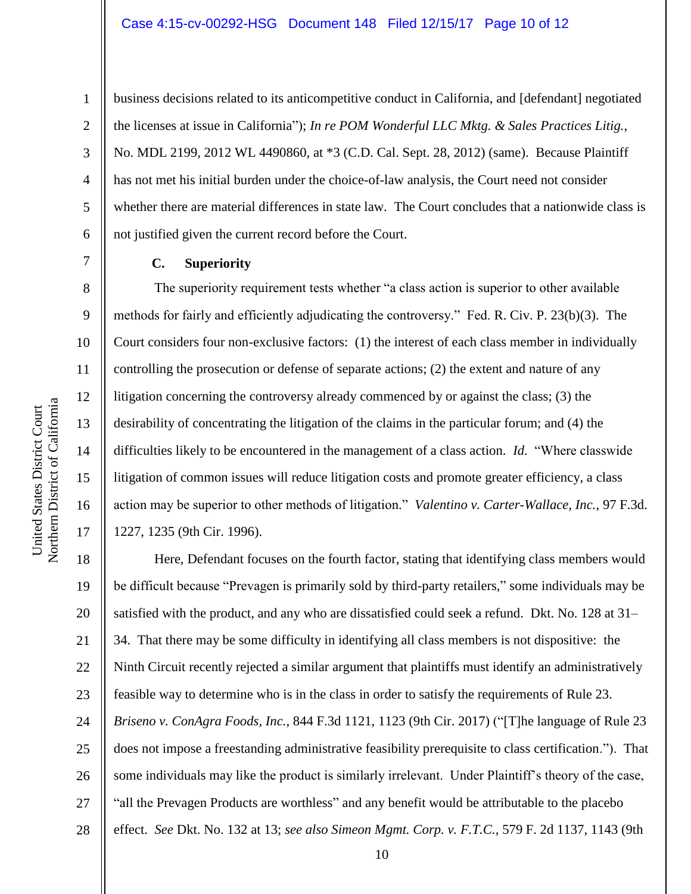business decisions related to its anticompetitive conduct in California, and [defendant] negotiated the licenses at issue in California"); *In re POM Wonderful LLC Mktg. & Sales Practices Litig.*, No. MDL 2199, 2012 WL 4490860, at *3 (C.D. Cal. Sept. 28, 2012) (same). Because Plaintiff has not met his initial burden under the choice-of-law analysis, the Court need not consider whether there are material differences in state law. The Court concludes that a nationwide class is not justified given the current record before the Court.

**C. Superiority**

The superiority requirement tests whether "a class action is superior to other available methods for fairly and efficiently adjudicating the controversy." Fed. R. Civ. P. 23(b)(3). The Court considers four non-exclusive factors: (1) the interest of each class member in individually controlling the prosecution or defense of separate actions; (2) the extent and nature of any litigation concerning the controversy already commenced by or against the class; (3) the desirability of concentrating the litigation of the claims in the particular forum; and (4) the difficulties likely to be encountered in the management of a class action. *Id.* "Where classwide litigation of common issues will reduce litigation costs and promote greater efficiency, a class action may be superior to other methods of litigation." *Valentino v. Carter-Wallace, Inc.*, 97 F.3d. 1227, 1235 (9th Cir. 1996).

Here, Defendant focuses on the fourth factor, stating that identifying class members would be difficult because "Prevagen is primarily sold by third-party retailers," some individuals may be satisfied with the product, and any who are dissatisfied could seek a refund. Dkt. No. 128 at 31–34. That there may be some difficulty in identifying all class members is not dispositive: the Ninth Circuit recently rejected a similar argument that plaintiffs must identify an administratively feasible way to determine who is in the class in order to satisfy the requirements of Rule 23. *Briseno v. ConAgra Foods, Inc.*, 844 F.3d 1121, 1123 (9th Cir. 2017) ("[T]he language of Rule 23 does not impose a freestanding administrative feasibility prerequisite to class certification."). That some individuals may like the product is similarly irrelevant. Under Plaintiff's theory of the case, "all the Prevagen Products are worthless" and any benefit would be attributable to the placebo effect. *See* Dkt. No. 132 at 13; *see also Simeon Mgmt. Corp. v. F.T.C.*, 579 F. 2d 1137, 1143 (9th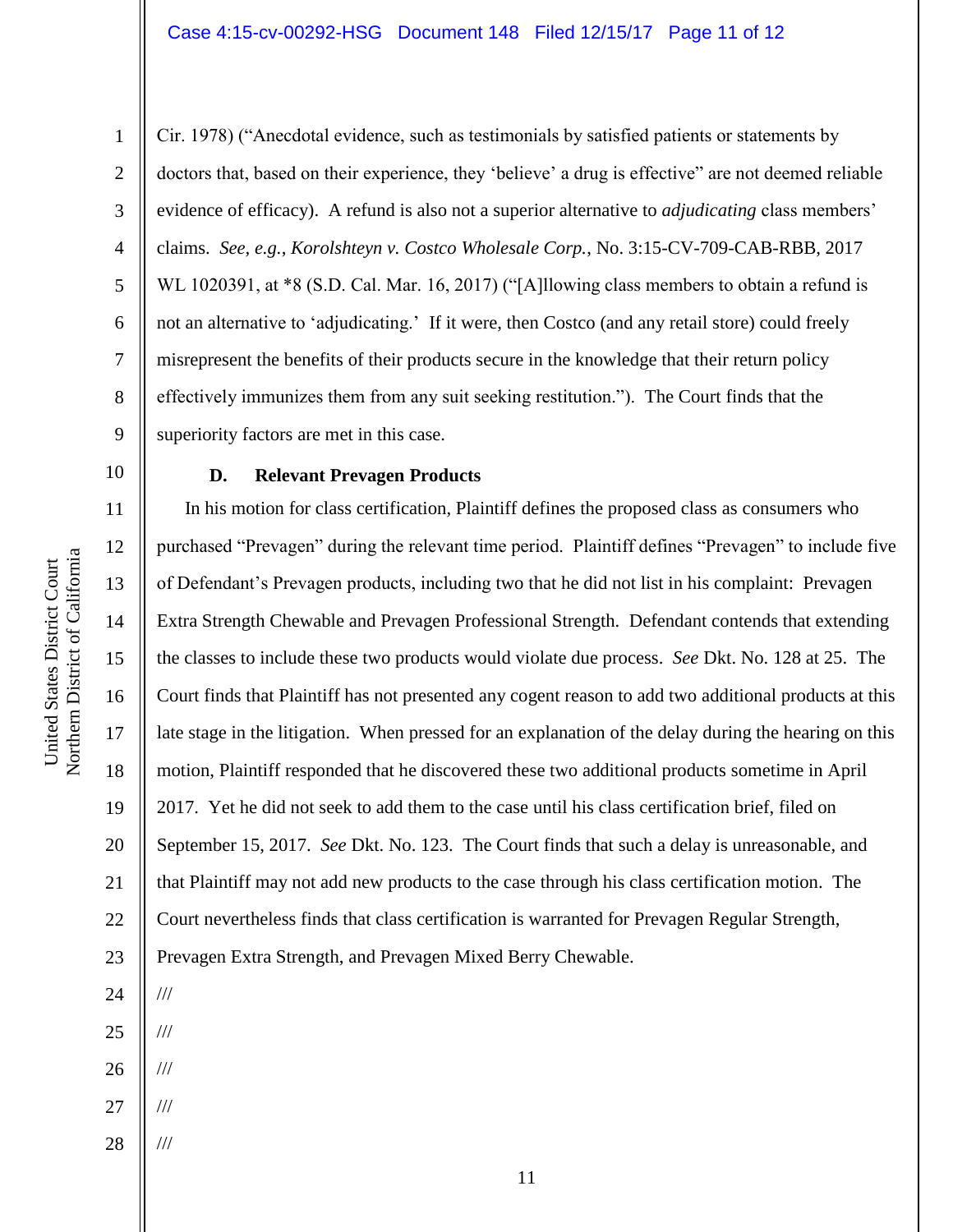Cir. 1978) ("Anecdotal evidence, such as testimonials by satisfied patients or statements by doctors that, based on their experience, they 'believe' a drug is effective" are not deemed reliable evidence of efficacy). A refund is also not a superior alternative to *adjudicating* class members' claims. *See, e.g.*, *Korolshteyn v. Costco Wholesale Corp.*, No. 3:15-CV-709-CAB-RBB, 2017 WL 1020391, at *8 (S.D. Cal. Mar. 16, 2017) ("[A]llowing class members to obtain a refund is not an alternative to 'adjudicating.' If it were, then Costco (and any retail store) could freely misrepresent the benefits of their products secure in the knowledge that their return policy effectively immunizes them from any suit seeking restitution."). The Court finds that the superiority factors are met in this case.

### D. Relevant Prevagen Products

In his motion for class certification, Plaintiff defines the proposed class as consumers who purchased "Prevagen" during the relevant time period. Plaintiff defines "Prevagen" to include five of Defendant's Prevagen products, including two that he did not list in his complaint: Prevagen Extra Strength Chewable and Prevagen Professional Strength. Defendant contends that extending the classes to include these two products would violate due process. *See* Dkt. No. 128 at 25. The Court finds that Plaintiff has not presented any cogent reason to add two additional products at this late stage in the litigation. When pressed for an explanation of the delay during the hearing on this motion, Plaintiff responded that he discovered these two additional products sometime in April 2017. Yet he did not seek to add them to the case until his class certification brief, filed on September 15, 2017. *See* Dkt. No. 123. The Court finds that such a delay is unreasonable, and that Plaintiff may not add new products to the case through his class certification motion. The Court nevertheless finds that class certification is warranted for Prevagen Regular Strength, Prevagen Extra Strength, and Prevagen Mixed Berry Chewable.

///

///

///

///

///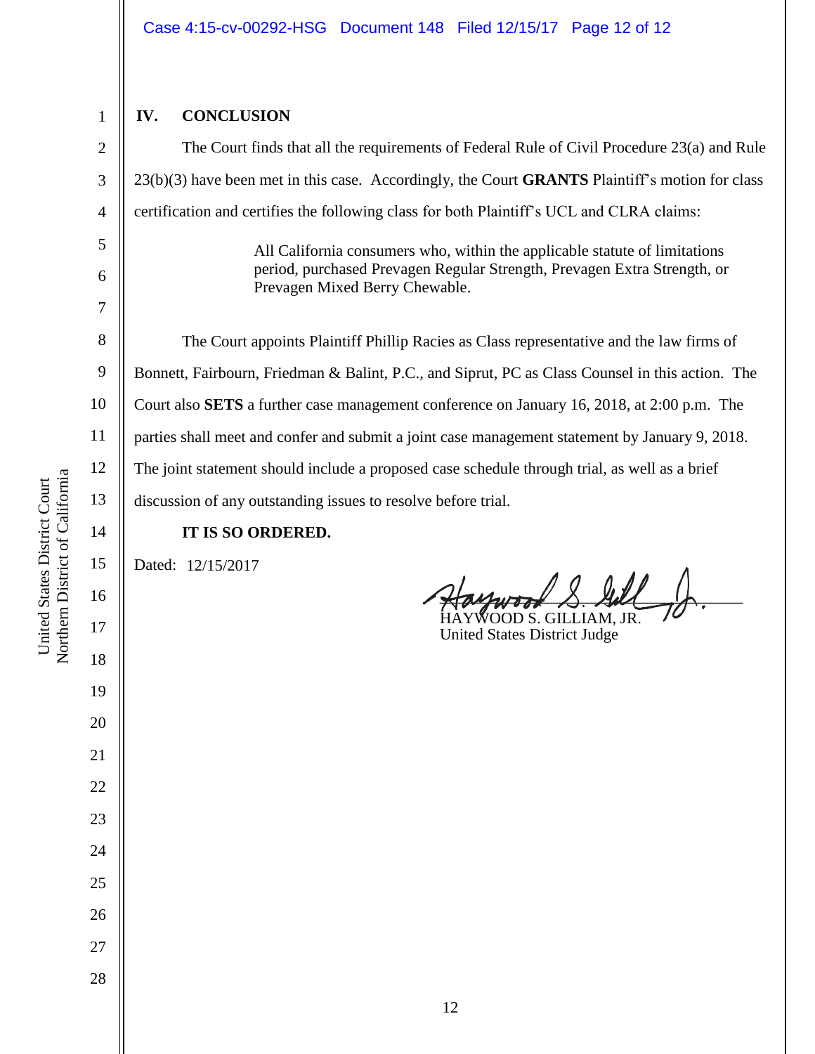## IV. CONCLUSION

The Court finds that all the requirements of Federal Rule of Civil Procedure 23(a) and Rule 23(b)(3) have been met in this case. Accordingly, the Court **GRANTS** Plaintiff's motion for class certification and certifies the following class for both Plaintiff's UCL and CLRA claims:

> All California consumers who, within the applicable statute of limitations period, purchased Prevagen Regular Strength, Prevagen Extra Strength, or Prevagen Mixed Berry Chewable.

The Court appoints Plaintiff Phillip Racies as Class representative and the law firms of Bonnett, Fairbourn, Friedman & Balint, P.C., and Siprut, PC as Class Counsel in this action. The Court also **SETS** a further case management conference on January 16, 2018, at 2:00 p.m. The parties shall meet and confer and submit a joint case management statement by January 9, 2018. The joint statement should include a proposed case schedule through trial, as well as a brief discussion of any outstanding issues to resolve before trial.

**IT IS SO ORDERED.**

Dated: 12/15/2017

HAYWOOD S. GILLIAM, JR.
United States District Judge